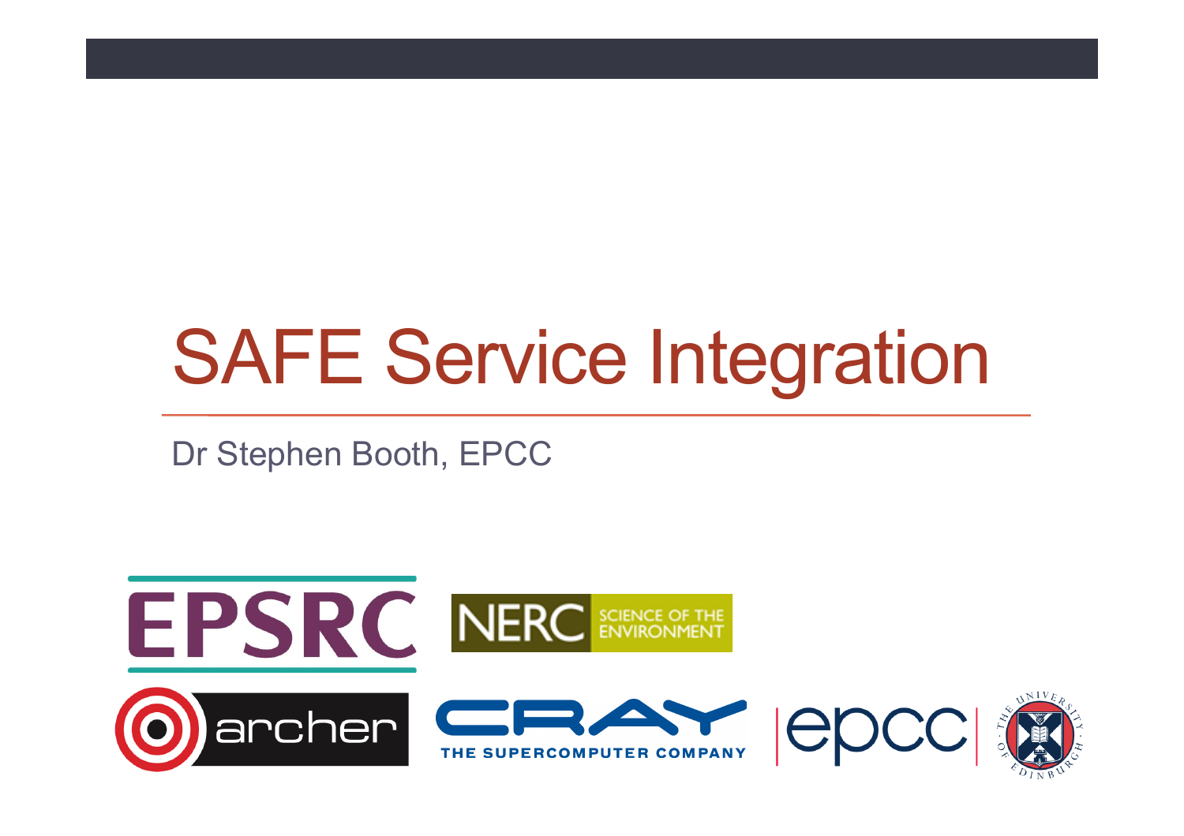# SAFE Service Integration

Dr Stephen Booth, EPCC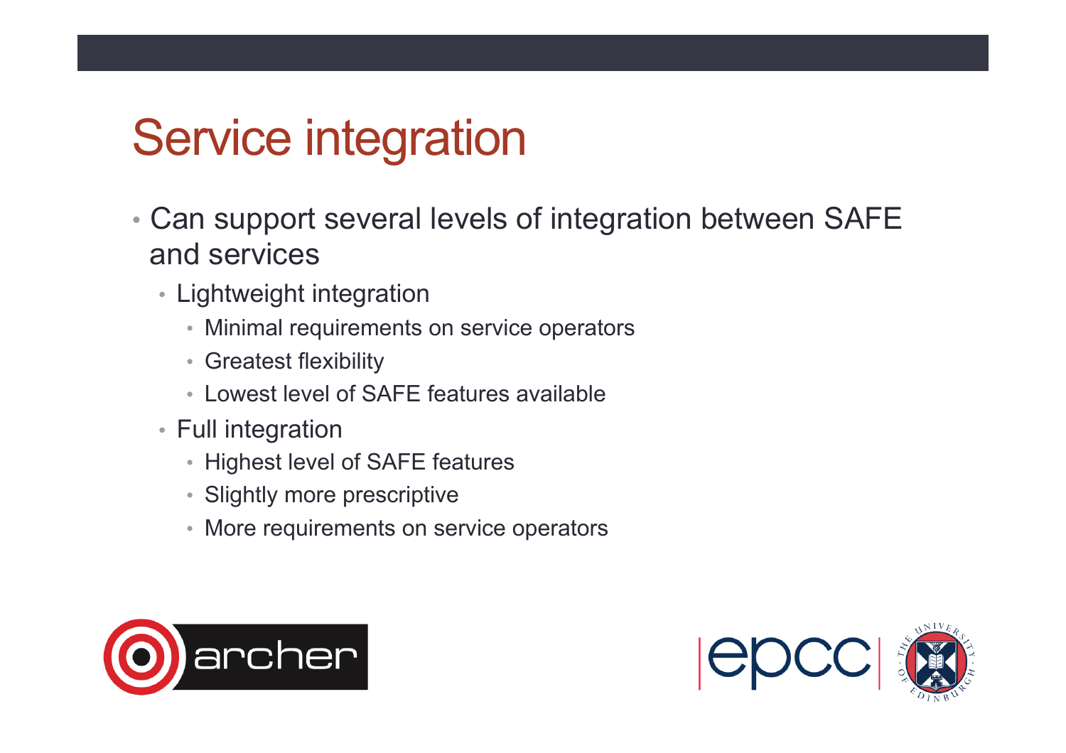# Service integration

- Can support several levels of integration between SAFE and services
  - Lightweight integration
    - Minimal requirements on service operators
    - Greatest flexibility
    - Lowest level of SAFE features available
  - Full integration
    - Highest level of SAFE features
    - Slightly more prescriptive
    - More requirements on service operators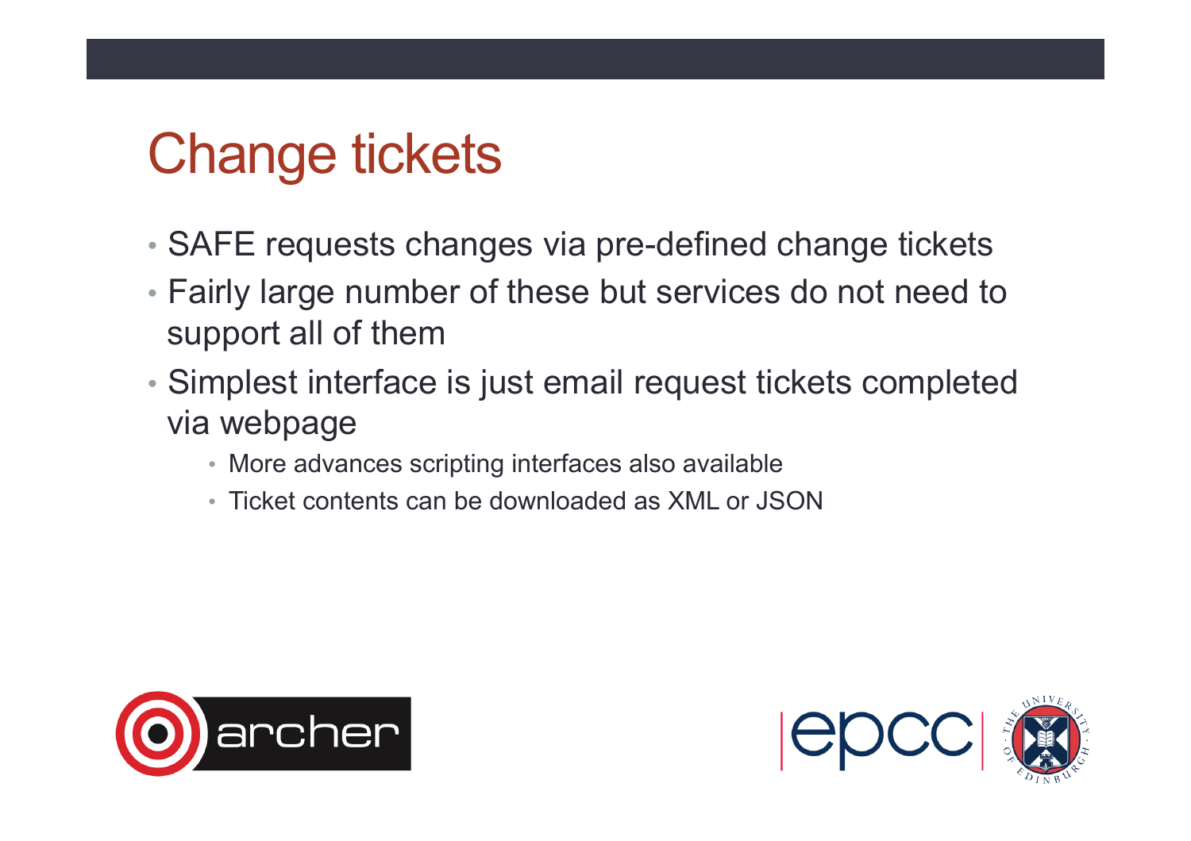# Change tickets

- SAFE requests changes via pre-defined change tickets
- Fairly large number of these but services do not need to support all of them
- Simplest interface is just email request tickets completed via webpage
  - More advances scripting interfaces also available
  - Ticket contents can be downloaded as XML or JSON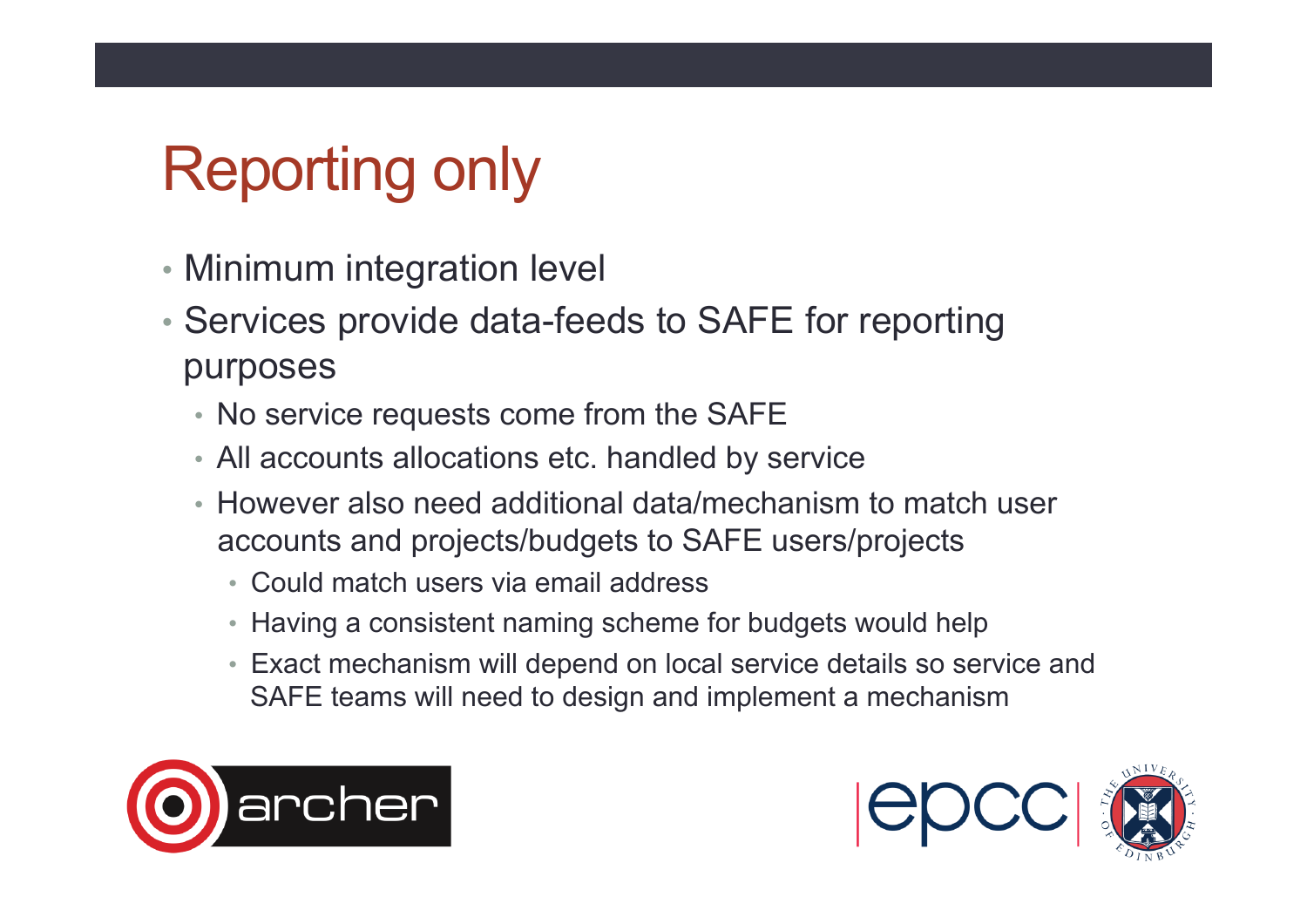# Reporting only

- Minimum integration level
- Services provide data-feeds to SAFE for reporting purposes
  - No service requests come from the SAFE
  - All accounts allocations etc. handled by service
  - However also need additional data/mechanism to match user accounts and projects/budgets to SAFE users/projects
    - Could match users via email address
    - Having a consistent naming scheme for budgets would help
    - Exact mechanism will depend on local service details so service and SAFE teams will need to design and implement a mechanism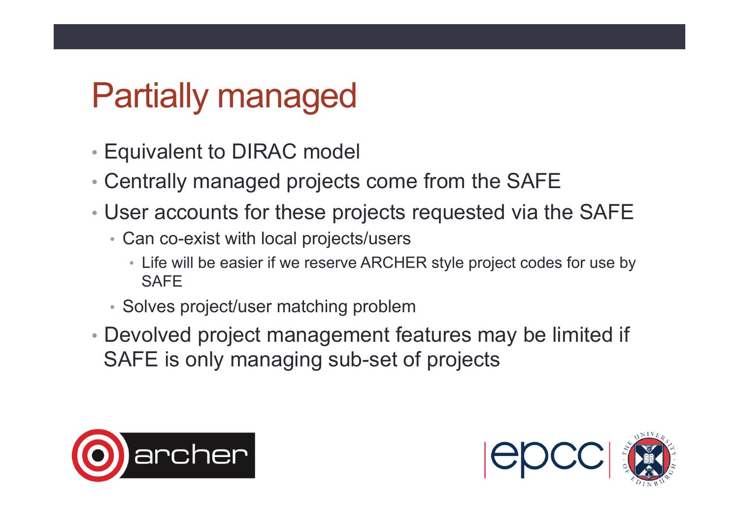# Partially managed

- Equivalent to DIRAC model
- Centrally managed projects come from the SAFE
- User accounts for these projects requested via the SAFE
  - Can co-exist with local projects/users
    - Life will be easier if we reserve ARCHER style project codes for use by SAFE
  - Solves project/user matching problem
- Devolved project management features may be limited if SAFE is only managing sub-set of projects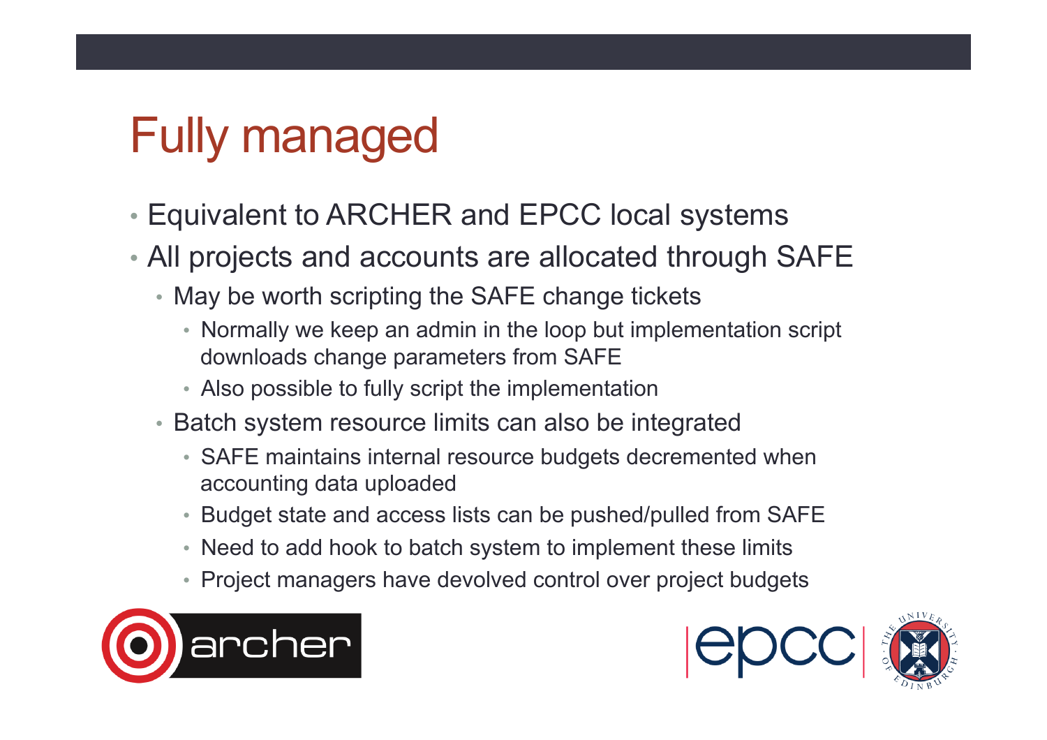# Fully managed

- Equivalent to ARCHER and EPCC local systems
- All projects and accounts are allocated through SAFE
  - May be worth scripting the SAFE change tickets
    - Normally we keep an admin in the loop but implementation script downloads change parameters from SAFE
    - Also possible to fully script the implementation
  - Batch system resource limits can also be integrated
    - SAFE maintains internal resource budgets decremented when accounting data uploaded
    - Budget state and access lists can be pushed/pulled from SAFE
    - Need to add hook to batch system to implement these limits
    - Project managers have devolved control over project budgets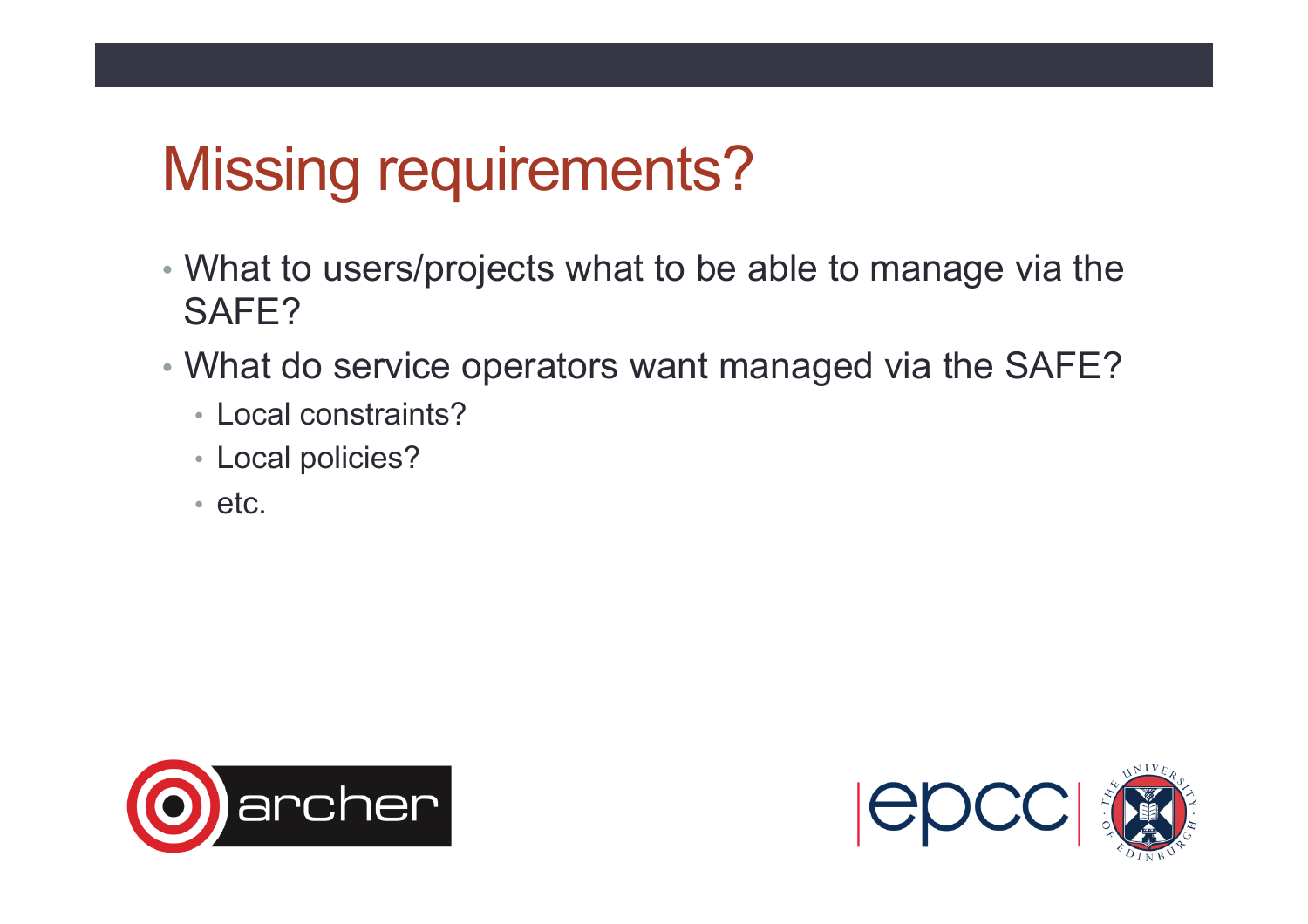# Missing requirements?

- What to users/projects what to be able to manage via the SAFE?
- What do service operators want managed via the SAFE?
  - Local constraints?
  - Local policies?
  - etc.